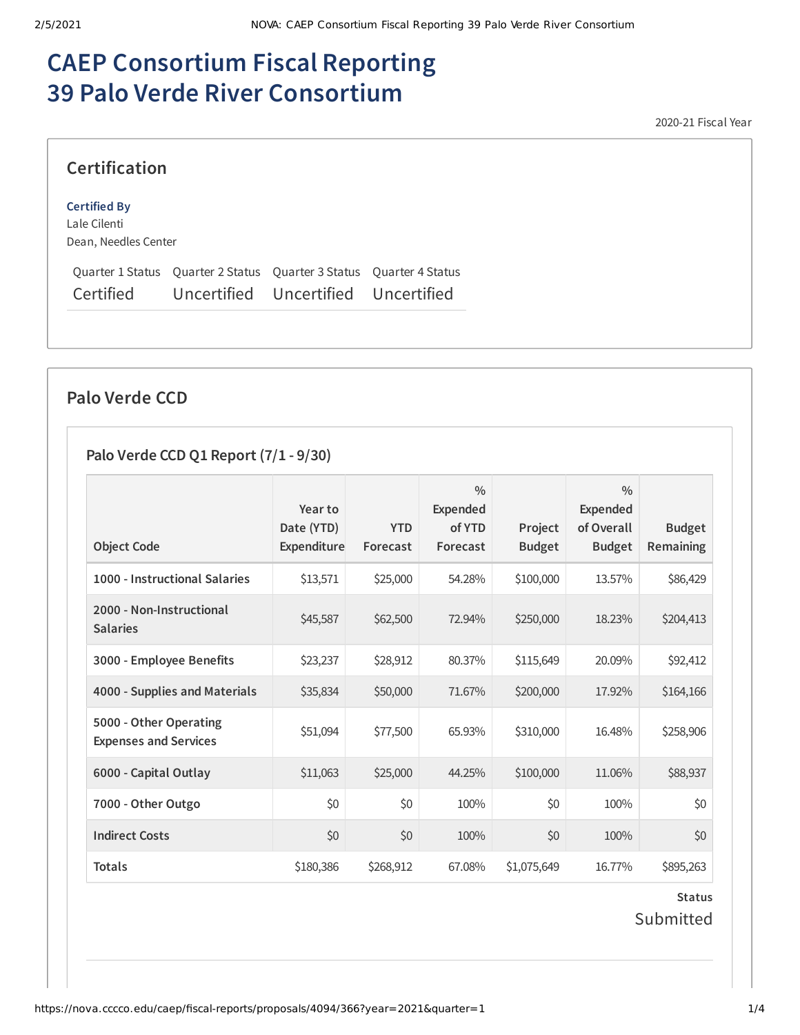# CAEP Consortium Fiscal Reporting 39 Palo Verde River Consortium

2020-21 Fiscal Year

## Certification

**Certified By**

Lale Cilenti
Dean, Needles Center

| Quarter 1 Status | Quarter 2 Status | Quarter 3 Status | Quarter 4 Status |
|---|---|---|---|
| Certified | Uncertified | Uncertified | Uncertified |

## Palo Verde CCD

### Palo Verde CCD Q1 Report (7/1 - 9/30)

| Object Code | Year to Date (YTD) Expenditure | YTD Forecast | % Expended of YTD Forecast | Project Budget | % Expended of Overall Budget | Budget Remaining |
|---|---|---|---|---|---|---|
| **1000 - Instructional Salaries** | $13,571 | $25,000 | 54.28% | $100,000 | 13.57% | $86,429 |
| **2000 - Non-Instructional Salaries** | $45,587 | $62,500 | 72.94% | $250,000 | 18.23% | $204,413 |
| **3000 - Employee Benefits** | $23,237 | $28,912 | 80.37% | $115,649 | 20.09% | $92,412 |
| **4000 - Supplies and Materials** | $35,834 | $50,000 | 71.67% | $200,000 | 17.92% | $164,166 |
| **5000 - Other Operating Expenses and Services** | $51,094 | $77,500 | 65.93% | $310,000 | 16.48% | $258,906 |
| **6000 - Capital Outlay** | $11,063 | $25,000 | 44.25% | $100,000 | 11.06% | $88,937 |
| **7000 - Other Outgo** | $0 | $0 | 100% | $0 | 100% | $0 |
| **Indirect Costs** | $0 | $0 | 100% | $0 | 100% | $0 |
| **Totals** | $180,386 | $268,912 | 67.08% | $1,075,649 | 16.77% | $895,263 |

**Status**

Submitted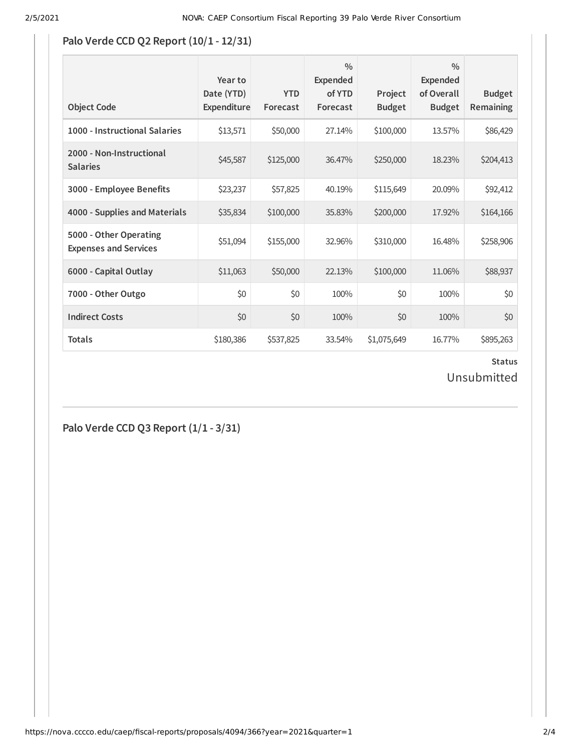## Palo Verde CCD Q2 Report (10/1 - 12/31)

| Object Code | Year to Date (YTD) Expenditure | YTD Forecast | % Expended of YTD Forecast | Project Budget | % Expended of Overall Budget | Budget Remaining |
|---|---|---|---|---|---|---|
| **1000 - Instructional Salaries** | $13,571 | $50,000 | 27.14% | $100,000 | 13.57% | $86,429 |
| **2000 - Non-Instructional Salaries** | $45,587 | $125,000 | 36.47% | $250,000 | 18.23% | $204,413 |
| **3000 - Employee Benefits** | $23,237 | $57,825 | 40.19% | $115,649 | 20.09% | $92,412 |
| **4000 - Supplies and Materials** | $35,834 | $100,000 | 35.83% | $200,000 | 17.92% | $164,166 |
| **5000 - Other Operating Expenses and Services** | $51,094 | $155,000 | 32.96% | $310,000 | 16.48% | $258,906 |
| **6000 - Capital Outlay** | $11,063 | $50,000 | 22.13% | $100,000 | 11.06% | $88,937 |
| **7000 - Other Outgo** | $0 | $0 | 100% | $0 | 100% | $0 |
| **Indirect Costs** | $0 | $0 | 100% | $0 | 100% | $0 |
| **Totals** | $180,386 | $537,825 | 33.54% | $1,075,649 | 16.77% | $895,263 |

**Status**

Unsubmitted

## Palo Verde CCD Q3 Report (1/1 - 3/31)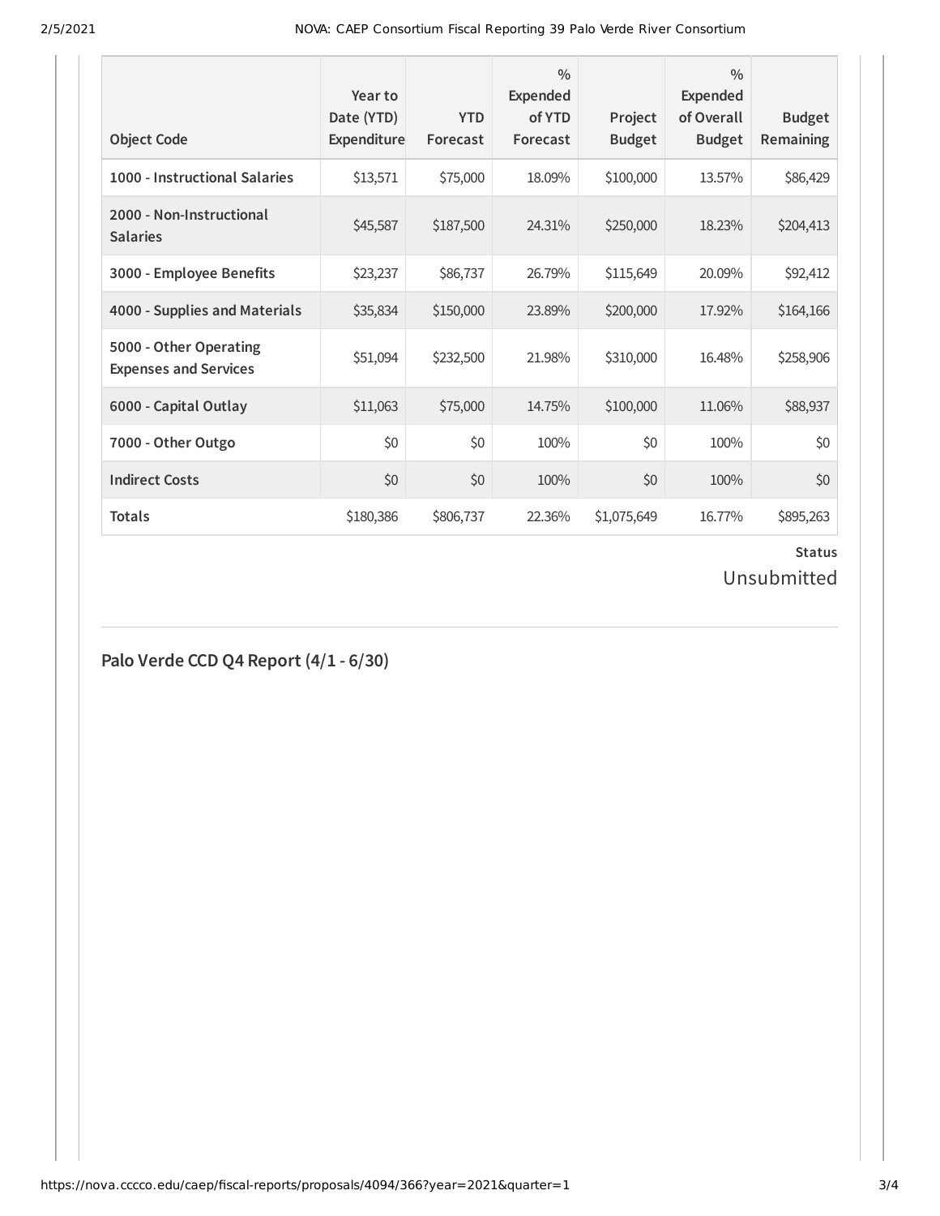| Object Code | Year to Date (YTD) Expenditure | YTD Forecast | % Expended of YTD Forecast | Project Budget | % Expended of Overall Budget | Budget Remaining |
| --- | --- | --- | --- | --- | --- | --- |
| 1000 - Instructional Salaries | $13,571 | $75,000 | 18.09% | $100,000 | 13.57% | $86,429 |
| 2000 - Non-Instructional Salaries | $45,587 | $187,500 | 24.31% | $250,000 | 18.23% | $204,413 |
| 3000 - Employee Benefits | $23,237 | $86,737 | 26.79% | $115,649 | 20.09% | $92,412 |
| 4000 - Supplies and Materials | $35,834 | $150,000 | 23.89% | $200,000 | 17.92% | $164,166 |
| 5000 - Other Operating Expenses and Services | $51,094 | $232,500 | 21.98% | $310,000 | 16.48% | $258,906 |
| 6000 - Capital Outlay | $11,063 | $75,000 | 14.75% | $100,000 | 11.06% | $88,937 |
| 7000 - Other Outgo | $0 | $0 | 100% | $0 | 100% | $0 |
| Indirect Costs | $0 | $0 | 100% | $0 | 100% | $0 |
| **Totals** | $180,386 | $806,737 | 22.36% | $1,075,649 | 16.77% | $895,263 |

**Status**

Unsubmitted

## Palo Verde CCD Q4 Report (4/1 - 6/30)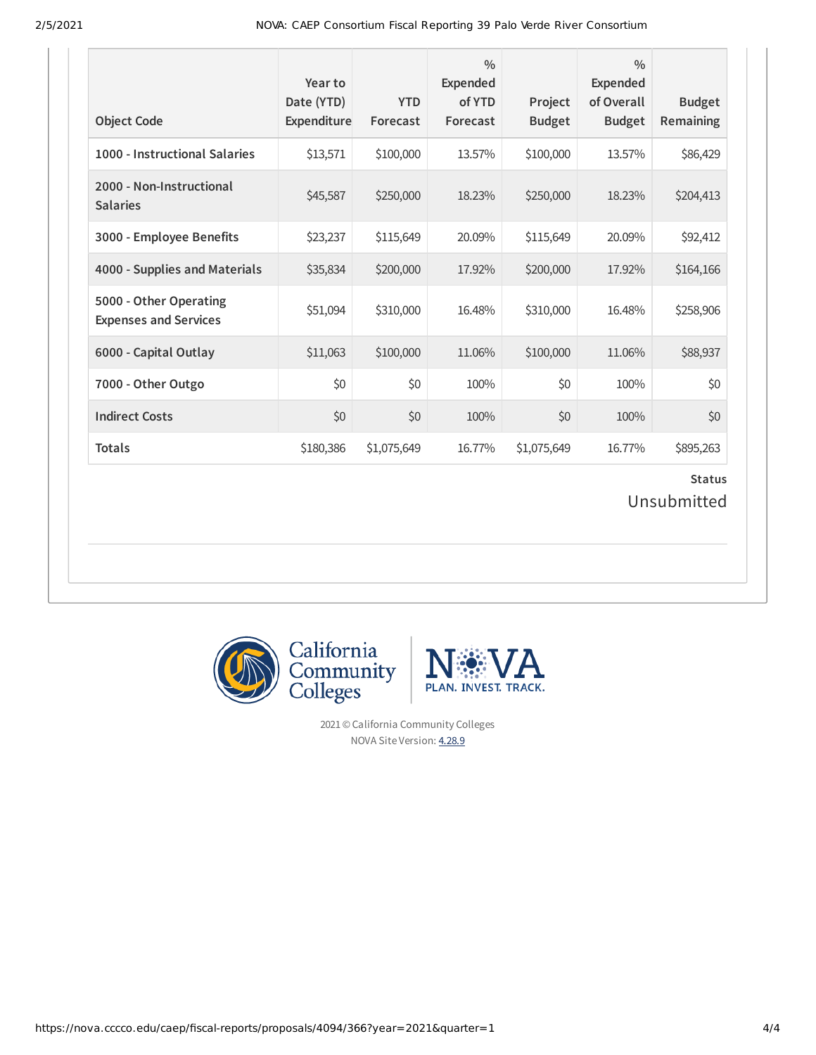| Object Code | Year to Date (YTD) Expenditure | YTD Forecast | % Expended of YTD Forecast | Project Budget | % Expended of Overall Budget | Budget Remaining |
|---|---|---|---|---|---|---|
| 1000 - Instructional Salaries | $13,571 | $100,000 | 13.57% | $100,000 | 13.57% | $86,429 |
| 2000 - Non-Instructional Salaries | $45,587 | $250,000 | 18.23% | $250,000 | 18.23% | $204,413 |
| 3000 - Employee Benefits | $23,237 | $115,649 | 20.09% | $115,649 | 20.09% | $92,412 |
| 4000 - Supplies and Materials | $35,834 | $200,000 | 17.92% | $200,000 | 17.92% | $164,166 |
| 5000 - Other Operating Expenses and Services | $51,094 | $310,000 | 16.48% | $310,000 | 16.48% | $258,906 |
| 6000 - Capital Outlay | $11,063 | $100,000 | 11.06% | $100,000 | 11.06% | $88,937 |
| 7000 - Other Outgo | $0 | $0 | 100% | $0 | 100% | $0 |
| Indirect Costs | $0 | $0 | 100% | $0 | 100% | $0 |
| Totals | $180,386 | $1,075,649 | 16.77% | $1,075,649 | 16.77% | $895,263 |

**Status**

Unsubmitted

California Community Colleges

NOVA PLAN. INVEST. TRACK.

2021 © California Community Colleges
NOVA Site Version: 4.28.9